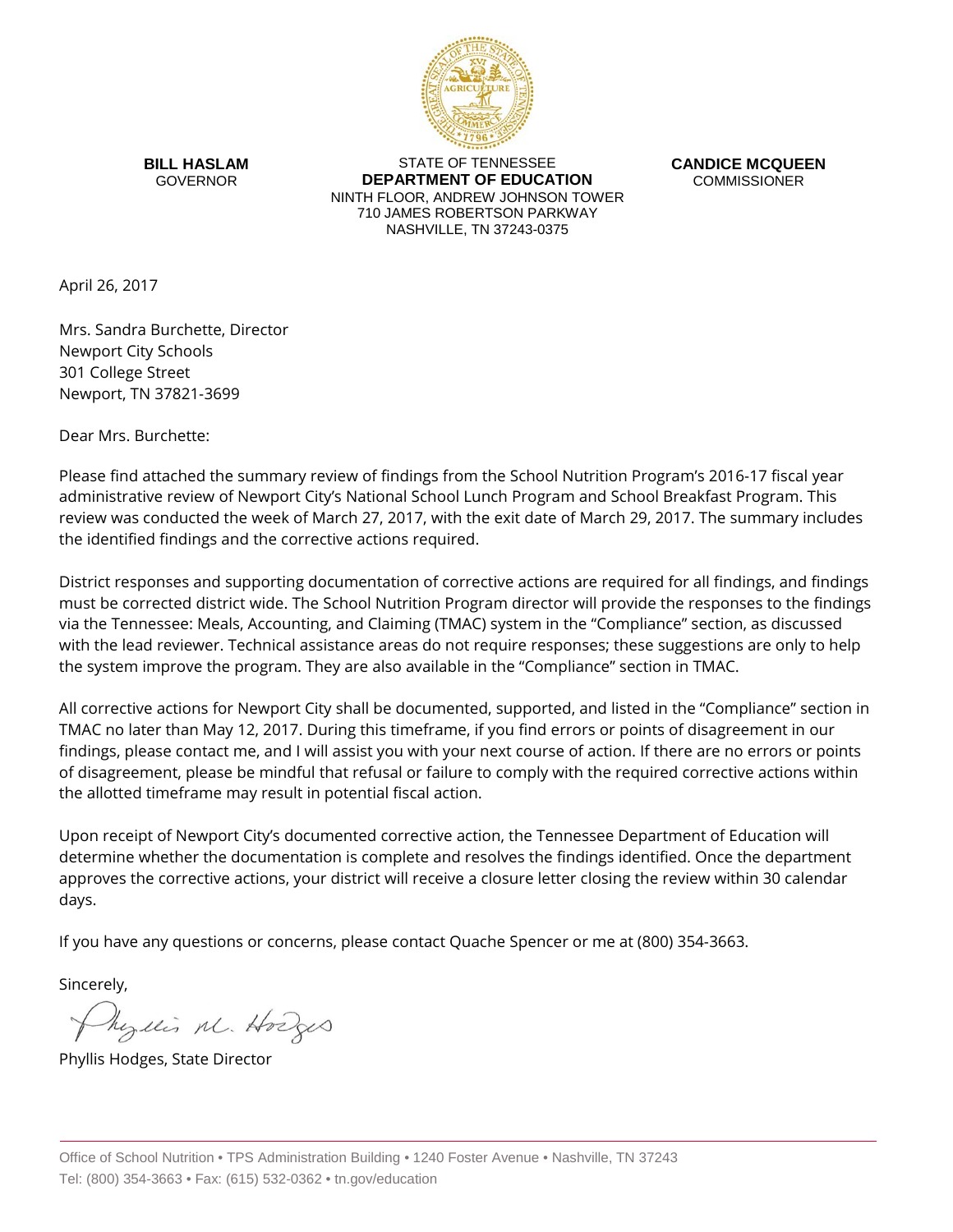**BILL HASLAM**
GOVERNOR

STATE OF TENNESSEE
**DEPARTMENT OF EDUCATION**
NINTH FLOOR, ANDREW JOHNSON TOWER
710 JAMES ROBERTSON PARKWAY
NASHVILLE, TN 37243-0375

**CANDICE MCQUEEN**
COMMISSIONER

April 26, 2017

Mrs. Sandra Burchette, Director
Newport City Schools
301 College Street
Newport, TN 37821-3699

Dear Mrs. Burchette:

Please find attached the summary review of findings from the School Nutrition Program's 2016-17 fiscal year administrative review of Newport City's National School Lunch Program and School Breakfast Program. This review was conducted the week of March 27, 2017, with the exit date of March 29, 2017. The summary includes the identified findings and the corrective actions required.

District responses and supporting documentation of corrective actions are required for all findings, and findings must be corrected district wide. The School Nutrition Program director will provide the responses to the findings via the Tennessee: Meals, Accounting, and Claiming (TMAC) system in the "Compliance" section, as discussed with the lead reviewer. Technical assistance areas do not require responses; these suggestions are only to help the system improve the program. They are also available in the "Compliance" section in TMAC.

All corrective actions for Newport City shall be documented, supported, and listed in the "Compliance" section in TMAC no later than May 12, 2017. During this timeframe, if you find errors or points of disagreement in our findings, please contact me, and I will assist you with your next course of action. If there are no errors or points of disagreement, please be mindful that refusal or failure to comply with the required corrective actions within the allotted timeframe may result in potential fiscal action.

Upon receipt of Newport City's documented corrective action, the Tennessee Department of Education will determine whether the documentation is complete and resolves the findings identified. Once the department approves the corrective actions, your district will receive a closure letter closing the review within 30 calendar days.

If you have any questions or concerns, please contact Quache Spencer or me at (800) 354-3663.

Sincerely,

Phyllis M. Hodges

Phyllis Hodges, State Director

Office of School Nutrition • TPS Administration Building • 1240 Foster Avenue • Nashville, TN 37243
Tel: (800) 354-3663 • Fax: (615) 532-0362 • tn.gov/education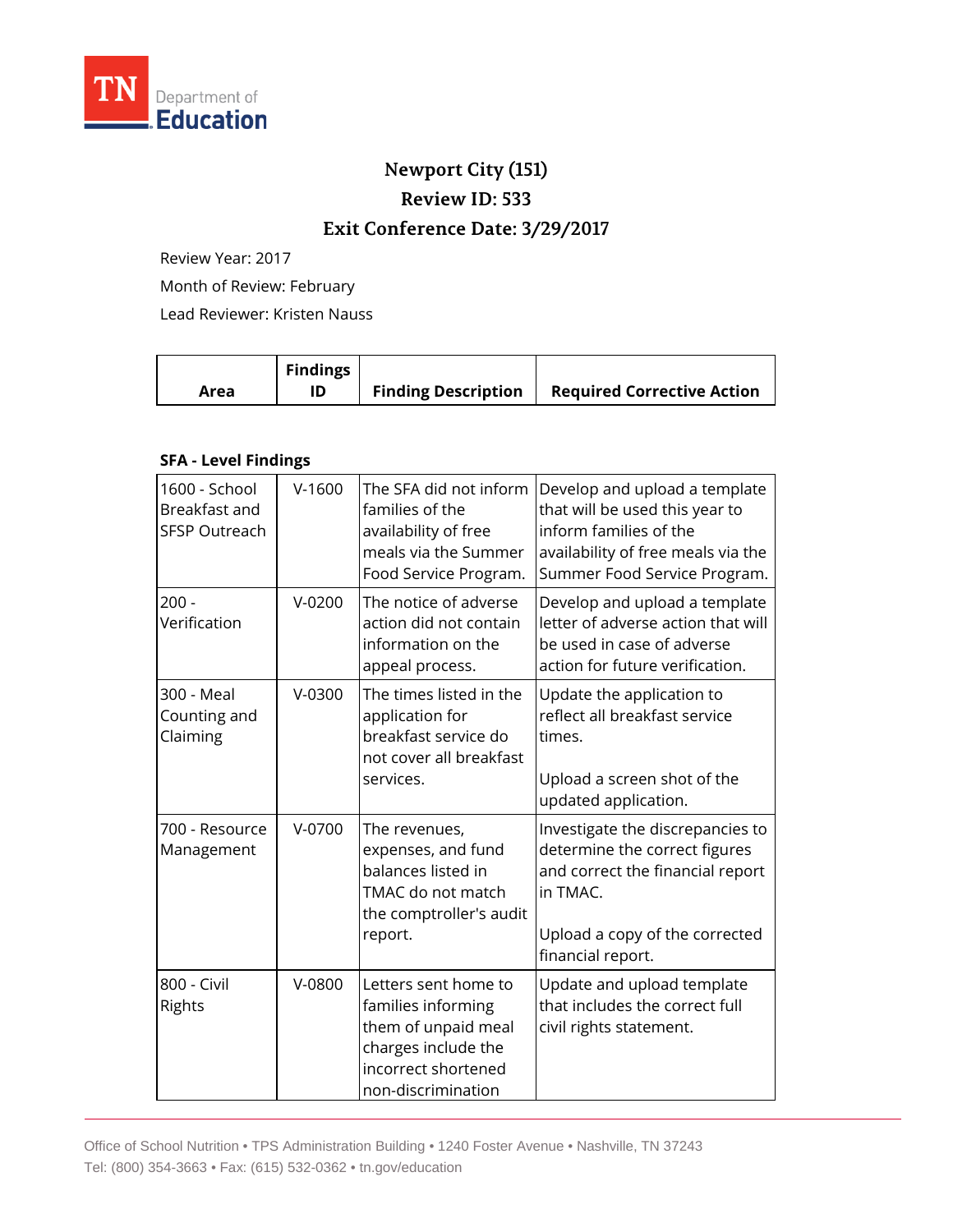**Newport City (151)**

**Review ID: 533**

**Exit Conference Date: 3/29/2017**

Review Year: 2017

Month of Review: February

Lead Reviewer: Kristen Nauss

| Area | Findings ID | Finding Description | Required Corrective Action |
|---|---|---|---|
| **SFA - Level Findings** | | | |
| 1600 - School Breakfast and SFSP Outreach | V-1600 | The SFA did not inform families of the availability of free meals via the Summer Food Service Program. | Develop and upload a template that will be used this year to inform families of the availability of free meals via the Summer Food Service Program. |
| 200 - Verification | V-0200 | The notice of adverse action did not contain information on the appeal process. | Develop and upload a template letter of adverse action that will be used in case of adverse action for future verification. |
| 300 - Meal Counting and Claiming | V-0300 | The times listed in the application for breakfast service do not cover all breakfast services. | Update the application to reflect all breakfast service times.<br><br>Upload a screen shot of the updated application. |
| 700 - Resource Management | V-0700 | The revenues, expenses, and fund balances listed in TMAC do not match the comptroller's audit report. | Investigate the discrepancies to determine the correct figures and correct the financial report in TMAC.<br><br>Upload a copy of the corrected financial report. |
| 800 - Civil Rights | V-0800 | Letters sent home to families informing them of unpaid meal charges include the incorrect shortened non-discrimination | Update and upload template that includes the correct full civil rights statement. |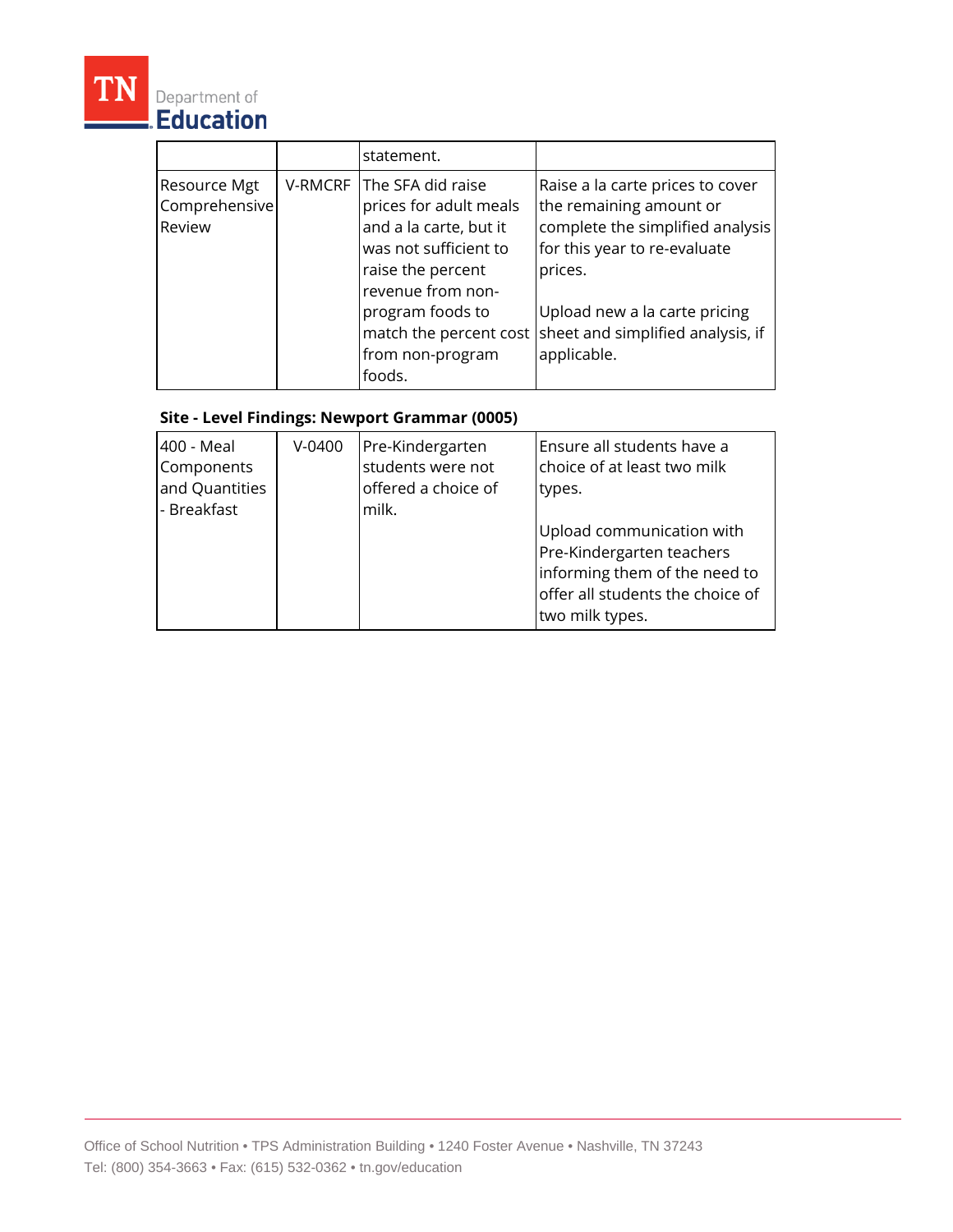| | | | |
|---|---|---|---|
| | | statement. | |
| Resource Mgt Comprehensive Review | V-RMCRF | The SFA did raise prices for adult meals and a la carte, but it was not sufficient to raise the percent revenue from non-program foods to match the percent cost from non-program foods. | Raise a la carte prices to cover the remaining amount or complete the simplified analysis for this year to re-evaluate prices.<br><br>Upload new a la carte pricing sheet and simplified analysis, if applicable. |

**Site - Level Findings: Newport Grammar (0005)**

| | | | |
|---|---|---|---|
| 400 - Meal Components and Quantities - Breakfast | V-0400 | Pre-Kindergarten students were not offered a choice of milk. | Ensure all students have a choice of at least two milk types.<br><br>Upload communication with Pre-Kindergarten teachers informing them of the need to offer all students the choice of two milk types. |